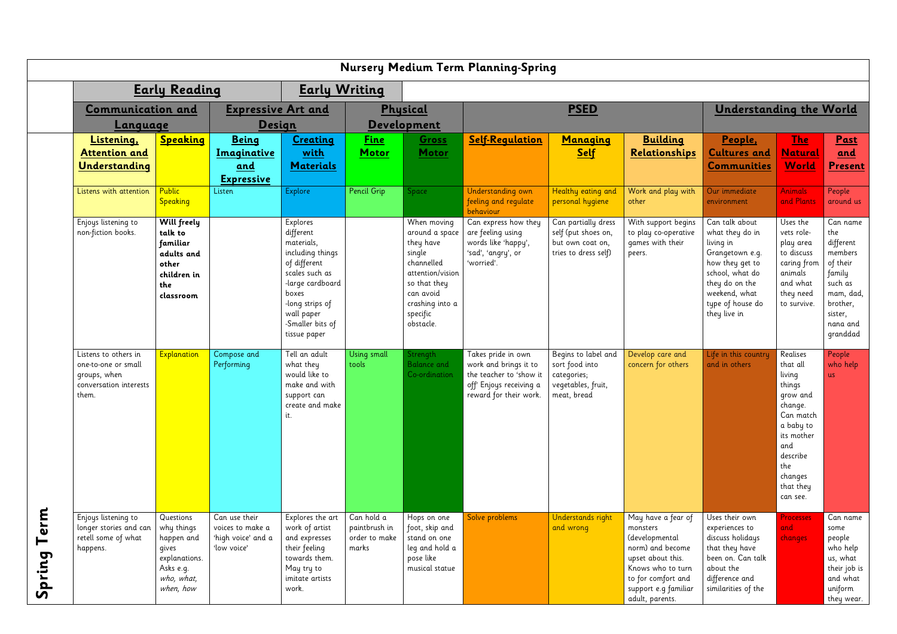# Nursery Medium Term Planning-Spring

| | Early Reading | | Early Writing | | | | | | | | | |
|---|---|---|---|---|---|---|---|---|---|---|---|---|
| | **Communication and Language** | | **Expressive Art and Design** | | **Physical Development** | | **PSED** | | | **Understanding the World** | | |
| | **Listening, Attention and Understanding** | **Speaking** | **Being Imaginative and Expressive** | **Creating with Materials** | **Fine Motor** | **Gross Motor** | **Self-Regulation** | **Managing Self** | **Building Relationships** | **People, Cultures and Communities** | **The Natural World** | **Past and Present** |
| **Spring Term** | Listens with attention | Public Speaking | Listen | Explore | Pencil Grip | Space | Understanding own feeling and regulate behaviour | Healthy eating and personal hygiene | Work and play with other | Our immediate environment | Animals and Plants | People around us |
| | Enjoys listening to non-fiction books. | **Will freely talk to familiar adults and other children in the classroom** | | Explores different materials, including things of different scales such as -large cardboard boxes -long strips of wall paper -Smaller bits of tissue paper | | When moving around a space they have single channelled attention/vision so that they can avoid crashing into a specific obstacle. | Can express how they are feeling using words like 'happy', 'sad', 'angry', or 'worried'. | Can partially dress self (put shoes on, but own coat on, tries to dress self) | With support begins to play co-operative games with their peers. | Can talk about what they do in living in Grangetown e.g. how they get to school, what do they do on the weekend, what type of house do they live in | Uses the vets role-play area to discuss caring from animals and what they need to survive. | Can name the different members of their family such as mam, dad, brother, sister, nana and granddad |
| | Listens to others in one-to-one or small groups, when conversation interests them. | Explanation | Compose and Performing | Tell an adult what they would like to make and with support can create and make it. | Using small tools | Strength Balance and Co-ordination | Takes pride in own work and brings it to the teacher to 'show it off' Enjoys receiving a reward for their work. | Begins to label and sort food into categories; vegetables, fruit, meat, bread | Develop care and concern for others | Life in this country and in others | Realises that all living things grow and change. Can match a baby to its mother and describe the changes that they can see. | People who help us |
| | Enjoys listening to longer stories and can retell some of what happens. | Questions why things happen and gives explanations. Asks e.g. *who, what, when, how* | Can use their voices to make a 'high voice' and a 'low voice' | Explores the art work of artist and expresses their feeling towards them. May try to imitate artists work. | Can hold a paintbrush in order to make marks | Hops on one foot, skip and stand on one leg and hold a pose like musical statue | Solve problems | Understands right and wrong | May have a fear of monsters (developmental norm) and become upset about this. Knows who to turn to for comfort and support e.g familiar adult, parents. | Uses their own experiences to discuss holidays that they have been on. Can talk about the difference and similarities of the | Processes and changes | Can name some people who help us, what their job is and what uniform they wear. |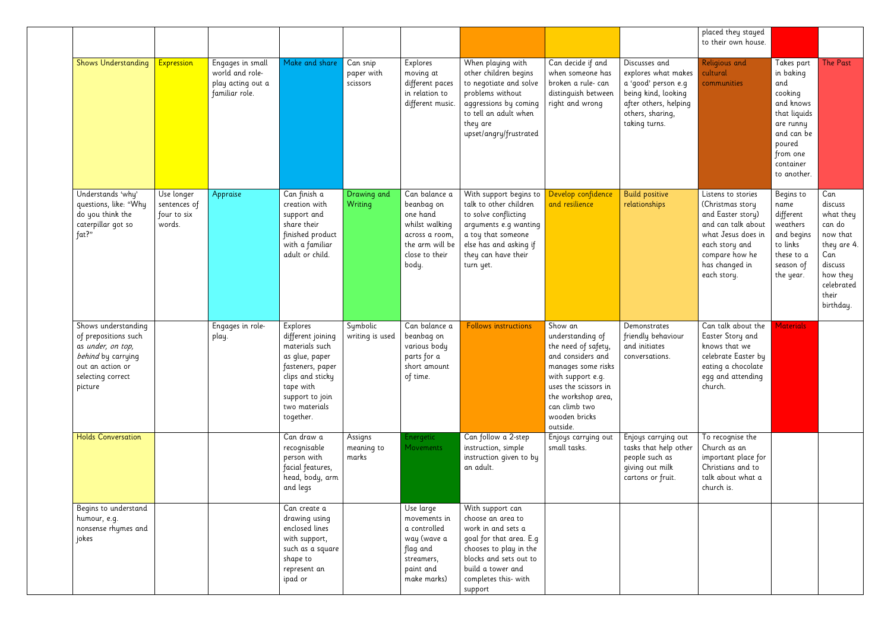| | | | | | | | | | | | | |
|---|---|---|---|---|---|---|---|---|---|---|---|---|
| | | | | | | | | | | placed they stayed to their own house. | | |
| Shows Understanding | Expression | Engages in small world and role-play acting out a familiar role. | Make and share | Can snip paper with scissors | Explores moving at different paces in relation to different music. | When playing with other children begins to negotiate and solve problems without aggressions by coming to tell an adult when they are upset/angry/frustrated | Can decide if and when someone has broken a rule- can distinguish between right and wrong | Discusses and explores what makes a 'good' person e.g being kind, looking after others, helping others, sharing, taking turns. | Religious and cultural communities | Takes part in baking and cooking and knows that liquids are runny and can be poured from one container to another. | The Past |
| Understands 'why' questions, like: "Why do you think the caterpillar got so fat?" | Use longer sentences of four to six words. | Appraise | Can finish a creation with support and share their finished product with a familiar adult or child. | Drawing and Writing | Can balance a beanbag on one hand whilst walking across a room, the arm will be close to their body. | With support begins to talk to other children to solve conflicting arguments e.g wanting a toy that someone else has and asking if they can have their turn yet. | Develop confidence and resilience | Build positive relationships | Listens to stories (Christmas story and Easter story) and can talk about what Jesus does in each story and compare how he has changed in each story. | Begins to name different weathers and begins to links these to a season of the year. | Can discuss what they can do now that they are 4. Can discuss how they celebrated their birthday. |
| Shows understanding of prepositions such as *under, on top, behind* by carrying out an action or selecting correct picture | | Engages in role-play. | Explores different joining materials such as glue, paper fasteners, paper clips and sticky tape with support to join two materials together. | Symbolic writing is used | Can balance a beanbag on various body parts for a short amount of time. | Follows instructions | Show an understanding of the need of safety, and considers and manages some risks with support e.g. uses the scissors in the workshop area, can climb two wooden bricks outside. | Demonstrates friendly behaviour and initiates conversations. | Can talk about the Easter Story and knows that we celebrate Easter by eating a chocolate egg and attending church. | Materials | |
| Holds Conversation | | | Can draw a recognisable person with facial features, head, body, arm and legs | Assigns meaning to marks | Energetic Movements | Can follow a 2-step instruction, simple instruction given to by an adult. | Enjoys carrying out small tasks. | Enjoys carrying out tasks that help other people such as giving out milk cartons or fruit. | To recognise the Church as an important place for Christians and to talk about what a church is. | | |
| Begins to understand humour, e.g. nonsense rhymes and jokes | | | Can create a drawing using enclosed lines with support, such as a square shape to represent an ipad or | | Use large movements in a controlled way (wave a flag and streamers, paint and make marks) | With support can choose an area to work in and sets a goal for that area. E.g chooses to play in the blocks and sets out to build a tower and completes this- with support | | | | | |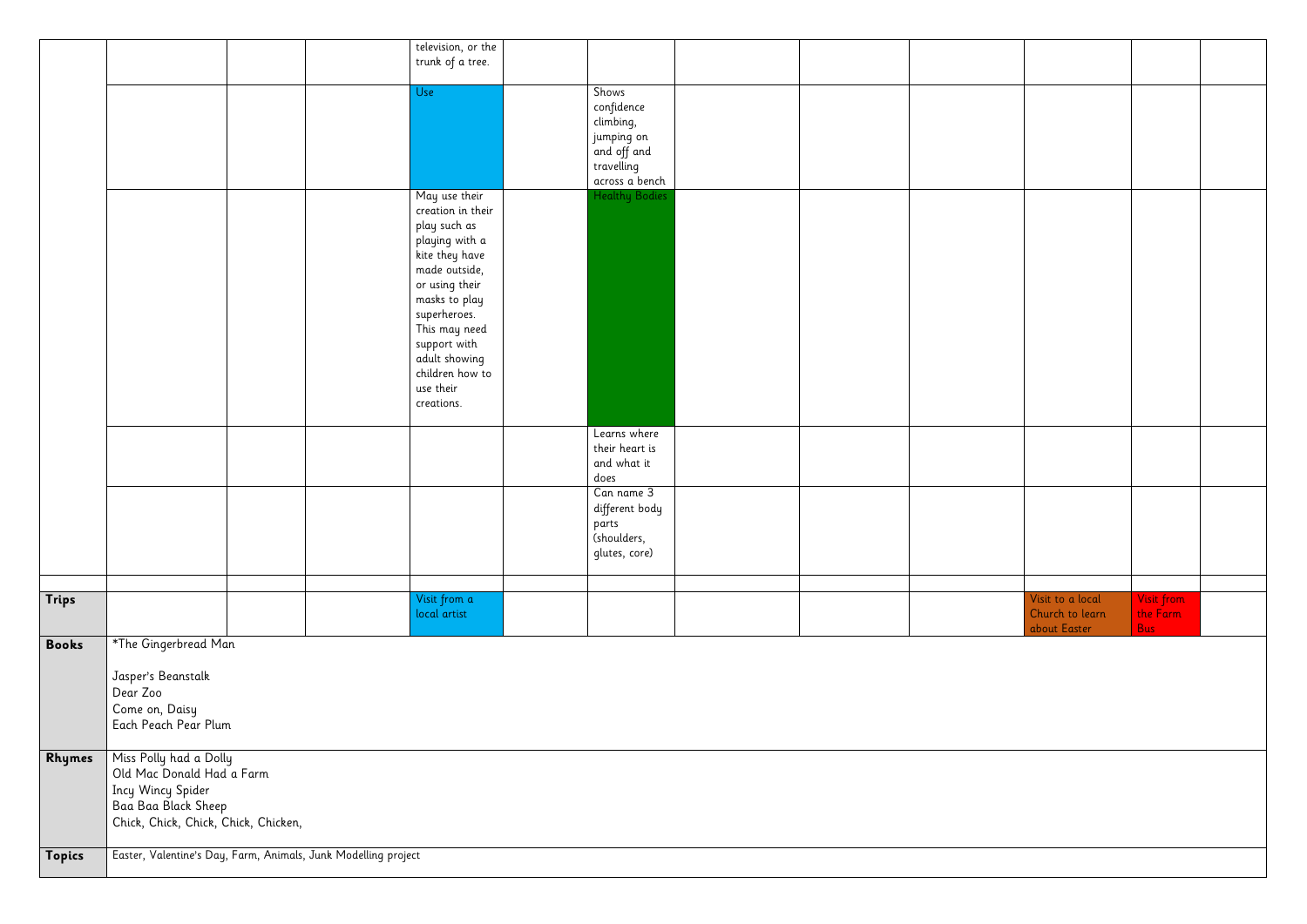|  |  |  |  |  |  |  |  |  |  |  |  |  |
|---|---|---|---|---|---|---|---|---|---|---|---|---|
|  |  |  |  | television, or the trunk of a tree. |  |  |  |  |  |  |  |  |
|  |  |  |  | Use |  | Shows confidence climbing, jumping on and off and travelling across a bench |  |  |  |  |  |  |
|  |  |  |  | May use their creation in their play such as playing with a kite they have made outside, or using their masks to play superheroes. This may need support with adult showing children how to use their creations. |  | Healthy Bodies |  |  |  |  |  |  |
|  |  |  |  |  |  | Learns where their heart is and what it does |  |  |  |  |  |  |
|  |  |  |  |  |  | Can name 3 different body parts (shoulders, glutes, core) |  |  |  |  |  |  |
|  |  |  |  |  |  |  |  |  |  |  |  |  |
| **Trips** |  |  |  | Visit from a local artist |  |  |  |  |  | Visit to a local Church to learn about Easter | Visit from the Farm Bus |  |
| **Books** | *The Gingerbread Man<br><br>Jasper's Beanstalk<br>Dear Zoo<br>Come on, Daisy<br>Each Peach Pear Plum |  |  |  |  |  |  |  |  |  |  |  |
| **Rhymes** | Miss Polly had a Dolly<br>Old Mac Donald Had a Farm<br>Incy Wincy Spider<br>Baa Baa Black Sheep<br>Chick, Chick, Chick, Chick, Chicken, |  |  |  |  |  |  |  |  |  |  |  |
| **Topics** | Easter, Valentine's Day, Farm, Animals, Junk Modelling project |  |  |  |  |  |  |  |  |  |  |  |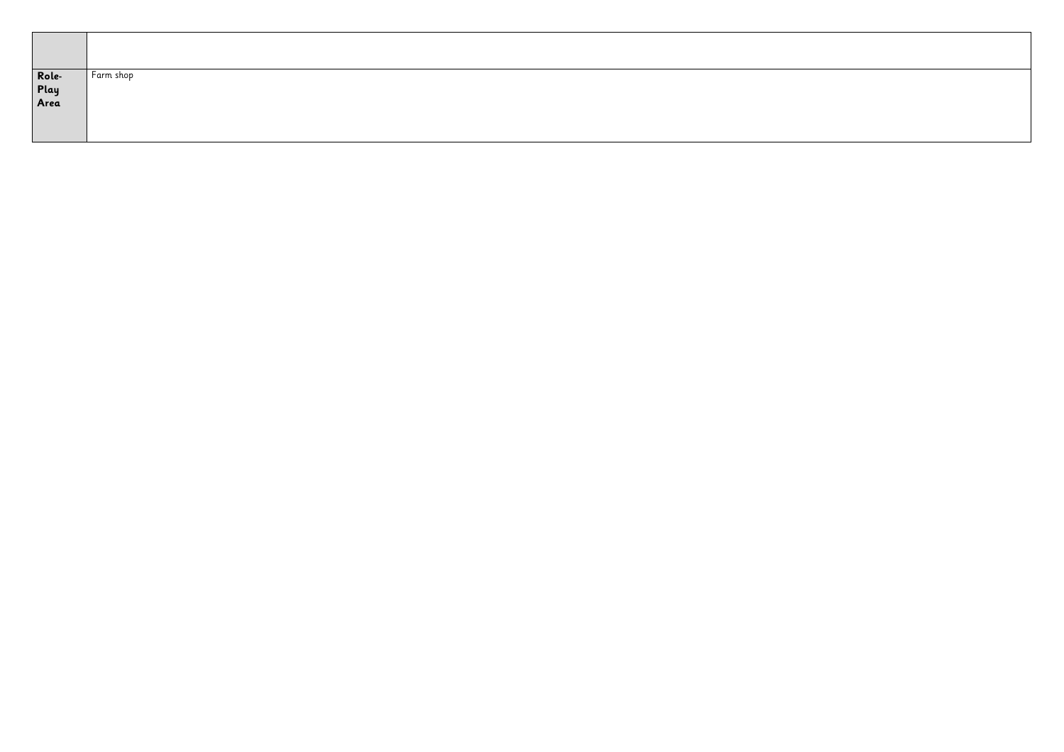| | |
|---|---|
| Role-Play Area | Farm shop |